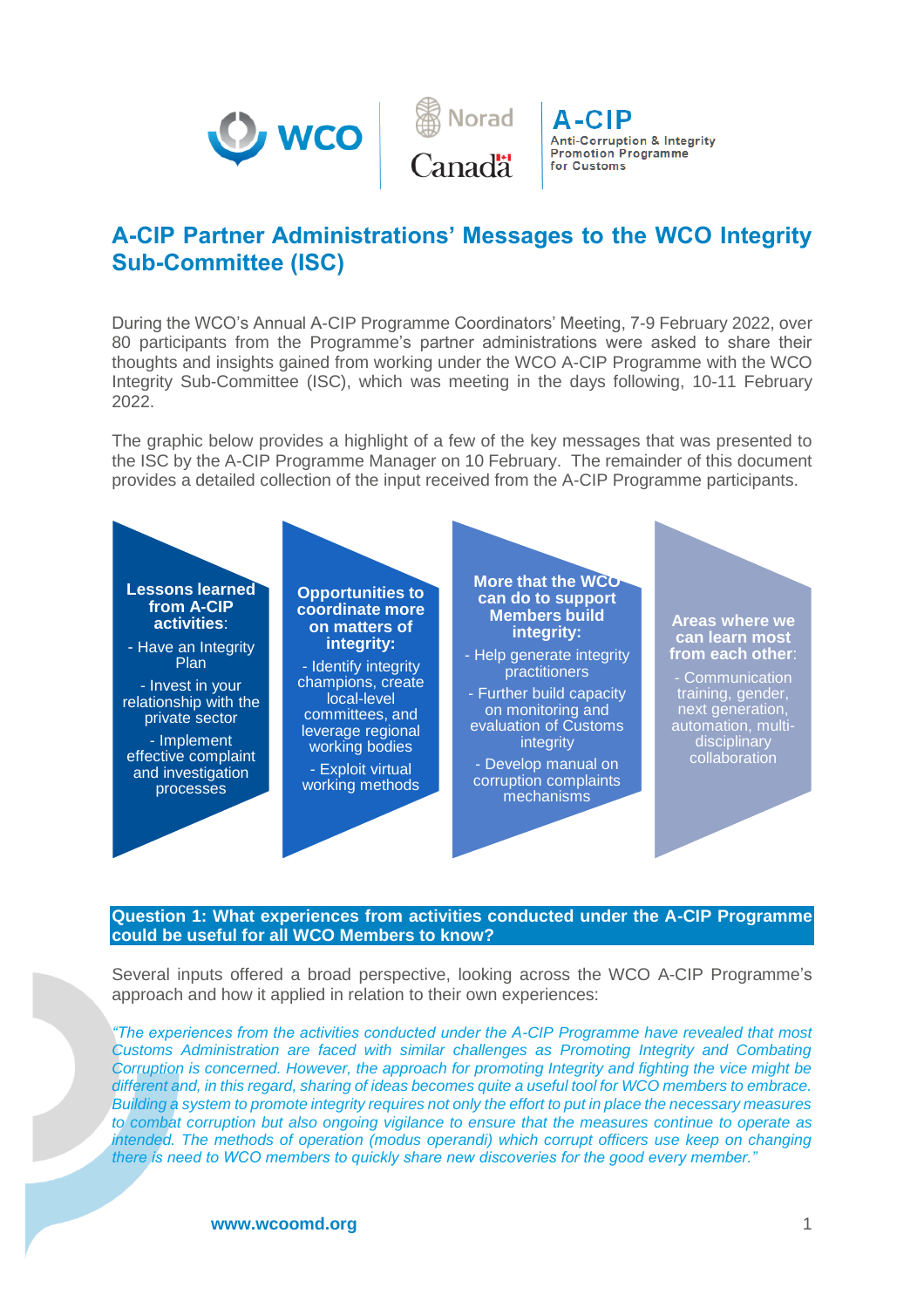# A-CIP Partner Administrations' Messages to the WCO Integrity Sub-Committee (ISC)

During the WCO's Annual A-CIP Programme Coordinators' Meeting, 7-9 February 2022, over 80 participants from the Programme's partner administrations were asked to share their thoughts and insights gained from working under the WCO A-CIP Programme with the WCO Integrity Sub-Committee (ISC), which was meeting in the days following, 10-11 February 2022.

The graphic below provides a highlight of a few of the key messages that was presented to the ISC by the A-CIP Programme Manager on 10 February. The remainder of this document provides a detailed collection of the input received from the A-CIP Programme participants.

**Lessons learned from A-CIP activities:**

- Have an Integrity Plan
- Invest in your relationship with the private sector
- Implement effective complaint and investigation processes

**Opportunities to coordinate more on matters of integrity:**

- Identify integrity champions, create local-level committees, and leverage regional working bodies
- Exploit virtual working methods

**More that the WCO can do to support Members build integrity:**

- Help generate integrity practitioners
- Further build capacity on monitoring and evaluation of Customs integrity
- Develop manual on corruption complaints mechanisms

**Areas where we can learn most from each other:**

- Communication training, gender, next generation, automation, multi-disciplinary collaboration

## Question 1: What experiences from activities conducted under the A-CIP Programme could be useful for all WCO Members to know?

Several inputs offered a broad perspective, looking across the WCO A-CIP Programme's approach and how it applied in relation to their own experiences:

*"The experiences from the activities conducted under the A-CIP Programme have revealed that most Customs Administration are faced with similar challenges as Promoting Integrity and Combating Corruption is concerned. However, the approach for promoting Integrity and fighting the vice might be different and, in this regard, sharing of ideas becomes quite a useful tool for WCO members to embrace. Building a system to promote integrity requires not only the effort to put in place the necessary measures to combat corruption but also ongoing vigilance to ensure that the measures continue to operate as intended. The methods of operation (modus operandi) which corrupt officers use keep on changing there is need to WCO members to quickly share new discoveries for the good every member."*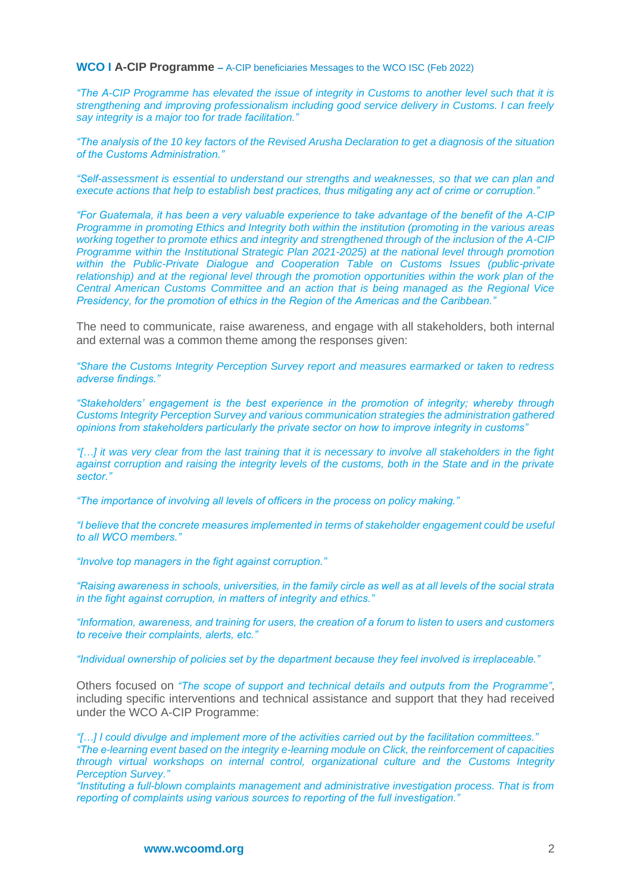**WCO I A-CIP Programme** – A-CIP beneficiaries Messages to the WCO ISC (Feb 2022)

*"The A-CIP Programme has elevated the issue of integrity in Customs to another level such that it is strengthening and improving professionalism including good service delivery in Customs. I can freely say integrity is a major too for trade facilitation."*

*"The analysis of the 10 key factors of the Revised Arusha Declaration to get a diagnosis of the situation of the Customs Administration."*

*"Self-assessment is essential to understand our strengths and weaknesses, so that we can plan and execute actions that help to establish best practices, thus mitigating any act of crime or corruption."*

*"For Guatemala, it has been a very valuable experience to take advantage of the benefit of the A-CIP Programme in promoting Ethics and Integrity both within the institution (promoting in the various areas working together to promote ethics and integrity and strengthened through of the inclusion of the A-CIP Programme within the Institutional Strategic Plan 2021-2025) at the national level through promotion within the Public-Private Dialogue and Cooperation Table on Customs Issues (public-private relationship) and at the regional level through the promotion opportunities within the work plan of the Central American Customs Committee and an action that is being managed as the Regional Vice Presidency, for the promotion of ethics in the Region of the Americas and the Caribbean."*

The need to communicate, raise awareness, and engage with all stakeholders, both internal and external was a common theme among the responses given:

*"Share the Customs Integrity Perception Survey report and measures earmarked or taken to redress adverse findings."*

*"Stakeholders' engagement is the best experience in the promotion of integrity; whereby through Customs Integrity Perception Survey and various communication strategies the administration gathered opinions from stakeholders particularly the private sector on how to improve integrity in customs"*

*"[…] it was very clear from the last training that it is necessary to involve all stakeholders in the fight against corruption and raising the integrity levels of the customs, both in the State and in the private sector."*

*"The importance of involving all levels of officers in the process on policy making."*

*"I believe that the concrete measures implemented in terms of stakeholder engagement could be useful to all WCO members."*

*"Involve top managers in the fight against corruption."*

*"Raising awareness in schools, universities, in the family circle as well as at all levels of the social strata in the fight against corruption, in matters of integrity and ethics."*

*"Information, awareness, and training for users, the creation of a forum to listen to users and customers to receive their complaints, alerts, etc."*

*"Individual ownership of policies set by the department because they feel involved is irreplaceable."*

Others focused on *"The scope of support and technical details and outputs from the Programme"*, including specific interventions and technical assistance and support that they had received under the WCO A-CIP Programme:

*"[…] I could divulge and implement more of the activities carried out by the facilitation committees."*
*"The e-learning event based on the integrity e-learning module on Click, the reinforcement of capacities through virtual workshops on internal control, organizational culture and the Customs Integrity Perception Survey."*
*"Instituting a full-blown complaints management and administrative investigation process. That is from reporting of complaints using various sources to reporting of the full investigation."*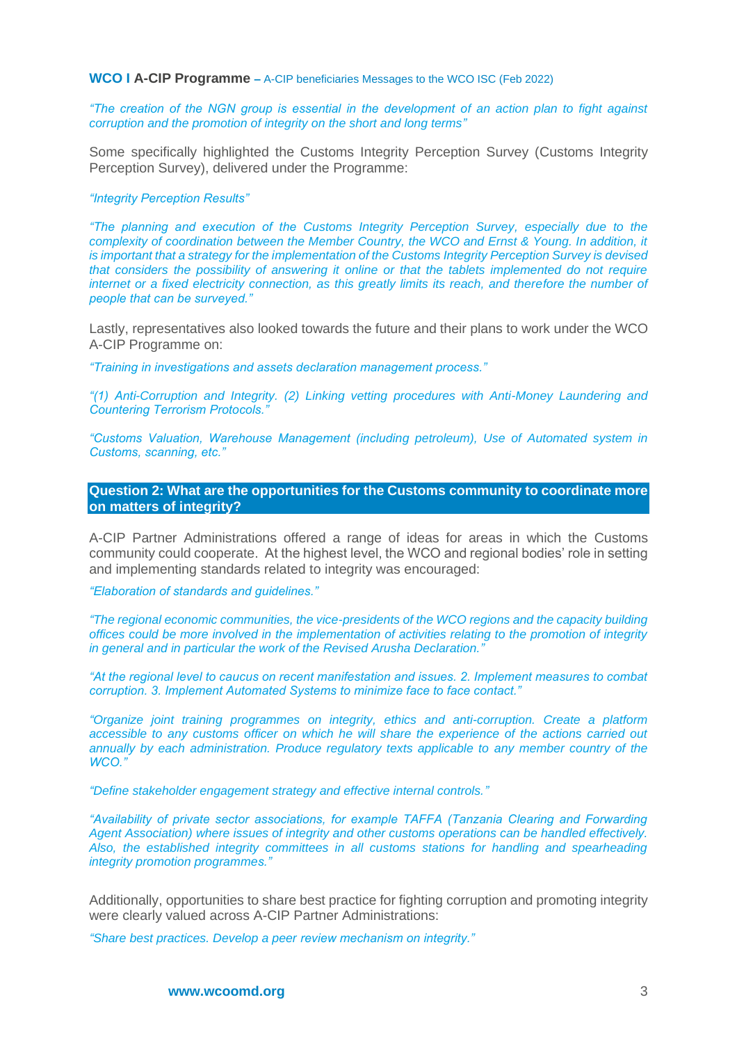*"The creation of the NGN group is essential in the development of an action plan to fight against corruption and the promotion of integrity on the short and long terms"*

Some specifically highlighted the Customs Integrity Perception Survey (Customs Integrity Perception Survey), delivered under the Programme:

*"Integrity Perception Results"*

*"The planning and execution of the Customs Integrity Perception Survey, especially due to the complexity of coordination between the Member Country, the WCO and Ernst & Young. In addition, it is important that a strategy for the implementation of the Customs Integrity Perception Survey is devised that considers the possibility of answering it online or that the tablets implemented do not require internet or a fixed electricity connection, as this greatly limits its reach, and therefore the number of people that can be surveyed."*

Lastly, representatives also looked towards the future and their plans to work under the WCO A-CIP Programme on:

*"Training in investigations and assets declaration management process."*

*"(1) Anti-Corruption and Integrity. (2) Linking vetting procedures with Anti-Money Laundering and Countering Terrorism Protocols."*

*"Customs Valuation, Warehouse Management (including petroleum), Use of Automated system in Customs, scanning, etc."*

## Question 2: What are the opportunities for the Customs community to coordinate more on matters of integrity?

A-CIP Partner Administrations offered a range of ideas for areas in which the Customs community could cooperate. At the highest level, the WCO and regional bodies' role in setting and implementing standards related to integrity was encouraged:

*"Elaboration of standards and guidelines."*

*"The regional economic communities, the vice-presidents of the WCO regions and the capacity building offices could be more involved in the implementation of activities relating to the promotion of integrity in general and in particular the work of the Revised Arusha Declaration."*

*"At the regional level to caucus on recent manifestation and issues. 2. Implement measures to combat corruption. 3. Implement Automated Systems to minimize face to face contact."*

*"Organize joint training programmes on integrity, ethics and anti-corruption. Create a platform accessible to any customs officer on which he will share the experience of the actions carried out annually by each administration. Produce regulatory texts applicable to any member country of the WCO."*

*"Define stakeholder engagement strategy and effective internal controls."*

*"Availability of private sector associations, for example TAFFA (Tanzania Clearing and Forwarding Agent Association) where issues of integrity and other customs operations can be handled effectively. Also, the established integrity committees in all customs stations for handling and spearheading integrity promotion programmes."*

Additionally, opportunities to share best practice for fighting corruption and promoting integrity were clearly valued across A-CIP Partner Administrations:

*"Share best practices. Develop a peer review mechanism on integrity."*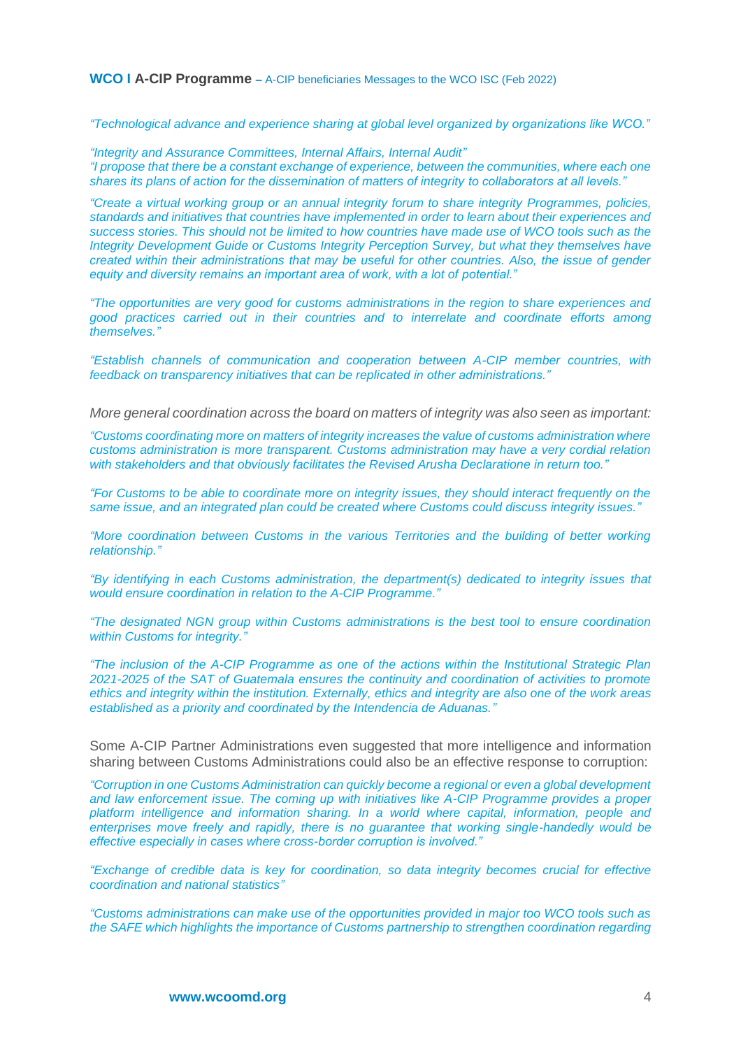*"Technological advance and experience sharing at global level organized by organizations like WCO."*

*"Integrity and Assurance Committees, Internal Affairs, Internal Audit"*
*"I propose that there be a constant exchange of experience, between the communities, where each one shares its plans of action for the dissemination of matters of integrity to collaborators at all levels."*

*"Create a virtual working group or an annual integrity forum to share integrity Programmes, policies, standards and initiatives that countries have implemented in order to learn about their experiences and success stories. This should not be limited to how countries have made use of WCO tools such as the Integrity Development Guide or Customs Integrity Perception Survey, but what they themselves have created within their administrations that may be useful for other countries. Also, the issue of gender equity and diversity remains an important area of work, with a lot of potential."*

*"The opportunities are very good for customs administrations in the region to share experiences and good practices carried out in their countries and to interrelate and coordinate efforts among themselves."*

*"Establish channels of communication and cooperation between A-CIP member countries, with feedback on transparency initiatives that can be replicated in other administrations."*

*More general coordination across the board on matters of integrity was also seen as important:*

*"Customs coordinating more on matters of integrity increases the value of customs administration where customs administration is more transparent. Customs administration may have a very cordial relation with stakeholders and that obviously facilitates the Revised Arusha Declaratione in return too."*

*"For Customs to be able to coordinate more on integrity issues, they should interact frequently on the same issue, and an integrated plan could be created where Customs could discuss integrity issues."*

*"More coordination between Customs in the various Territories and the building of better working relationship."*

*"By identifying in each Customs administration, the department(s) dedicated to integrity issues that would ensure coordination in relation to the A-CIP Programme."*

*"The designated NGN group within Customs administrations is the best tool to ensure coordination within Customs for integrity."*

*"The inclusion of the A-CIP Programme as one of the actions within the Institutional Strategic Plan 2021-2025 of the SAT of Guatemala ensures the continuity and coordination of activities to promote ethics and integrity within the institution. Externally, ethics and integrity are also one of the work areas established as a priority and coordinated by the Intendencia de Aduanas."*

Some A-CIP Partner Administrations even suggested that more intelligence and information sharing between Customs Administrations could also be an effective response to corruption:

*"Corruption in one Customs Administration can quickly become a regional or even a global development and law enforcement issue. The coming up with initiatives like A-CIP Programme provides a proper platform intelligence and information sharing. In a world where capital, information, people and enterprises move freely and rapidly, there is no guarantee that working single-handedly would be effective especially in cases where cross-border corruption is involved."*

*"Exchange of credible data is key for coordination, so data integrity becomes crucial for effective coordination and national statistics"*

*"Customs administrations can make use of the opportunities provided in major too WCO tools such as the SAFE which highlights the importance of Customs partnership to strengthen coordination regarding*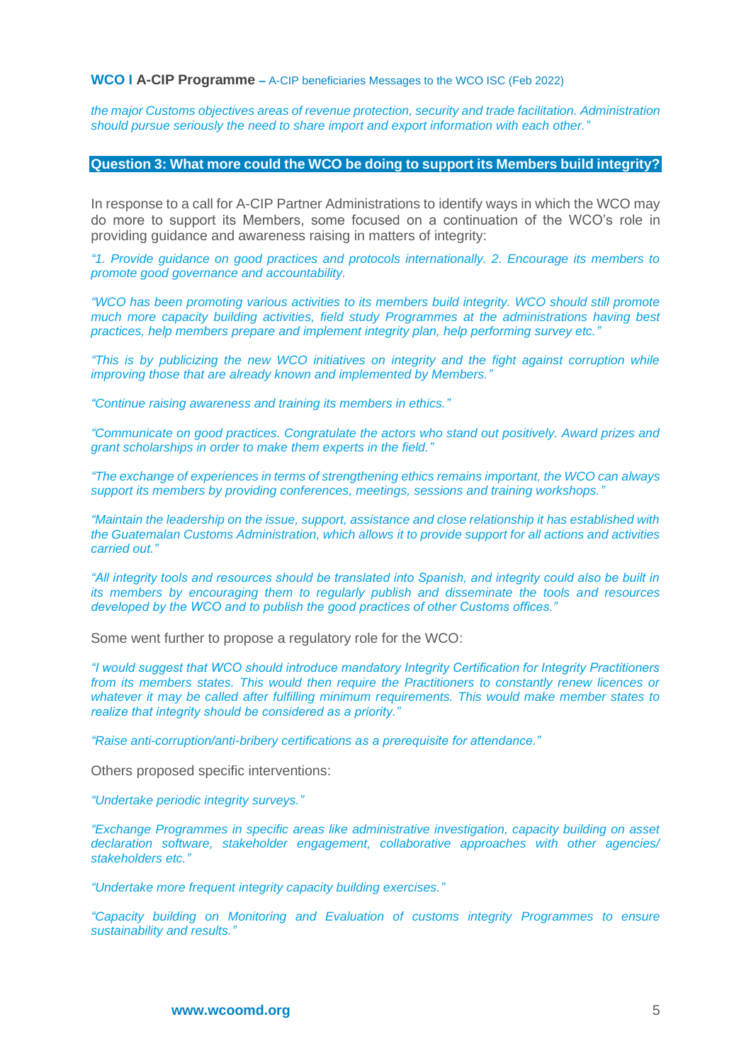*the major Customs objectives areas of revenue protection, security and trade facilitation. Administration should pursue seriously the need to share import and export information with each other."*

## Question 3: What more could the WCO be doing to support its Members build integrity?

In response to a call for A-CIP Partner Administrations to identify ways in which the WCO may do more to support its Members, some focused on a continuation of the WCO's role in providing guidance and awareness raising in matters of integrity:

*"1. Provide guidance on good practices and protocols internationally. 2. Encourage its members to promote good governance and accountability.*

*"WCO has been promoting various activities to its members build integrity. WCO should still promote much more capacity building activities, field study Programmes at the administrations having best practices, help members prepare and implement integrity plan, help performing survey etc."*

*"This is by publicizing the new WCO initiatives on integrity and the fight against corruption while improving those that are already known and implemented by Members."*

*"Continue raising awareness and training its members in ethics."*

*"Communicate on good practices. Congratulate the actors who stand out positively. Award prizes and grant scholarships in order to make them experts in the field."*

*"The exchange of experiences in terms of strengthening ethics remains important, the WCO can always support its members by providing conferences, meetings, sessions and training workshops."*

*"Maintain the leadership on the issue, support, assistance and close relationship it has established with the Guatemalan Customs Administration, which allows it to provide support for all actions and activities carried out."*

*"All integrity tools and resources should be translated into Spanish, and integrity could also be built in its members by encouraging them to regularly publish and disseminate the tools and resources developed by the WCO and to publish the good practices of other Customs offices."*

Some went further to propose a regulatory role for the WCO:

*"I would suggest that WCO should introduce mandatory Integrity Certification for Integrity Practitioners from its members states. This would then require the Practitioners to constantly renew licences or whatever it may be called after fulfilling minimum requirements. This would make member states to realize that integrity should be considered as a priority."*

*"Raise anti-corruption/anti-bribery certifications as a prerequisite for attendance."*

Others proposed specific interventions:

*"Undertake periodic integrity surveys."*

*"Exchange Programmes in specific areas like administrative investigation, capacity building on asset declaration software, stakeholder engagement, collaborative approaches with other agencies/ stakeholders etc."*

*"Undertake more frequent integrity capacity building exercises."*

*"Capacity building on Monitoring and Evaluation of customs integrity Programmes to ensure sustainability and results."*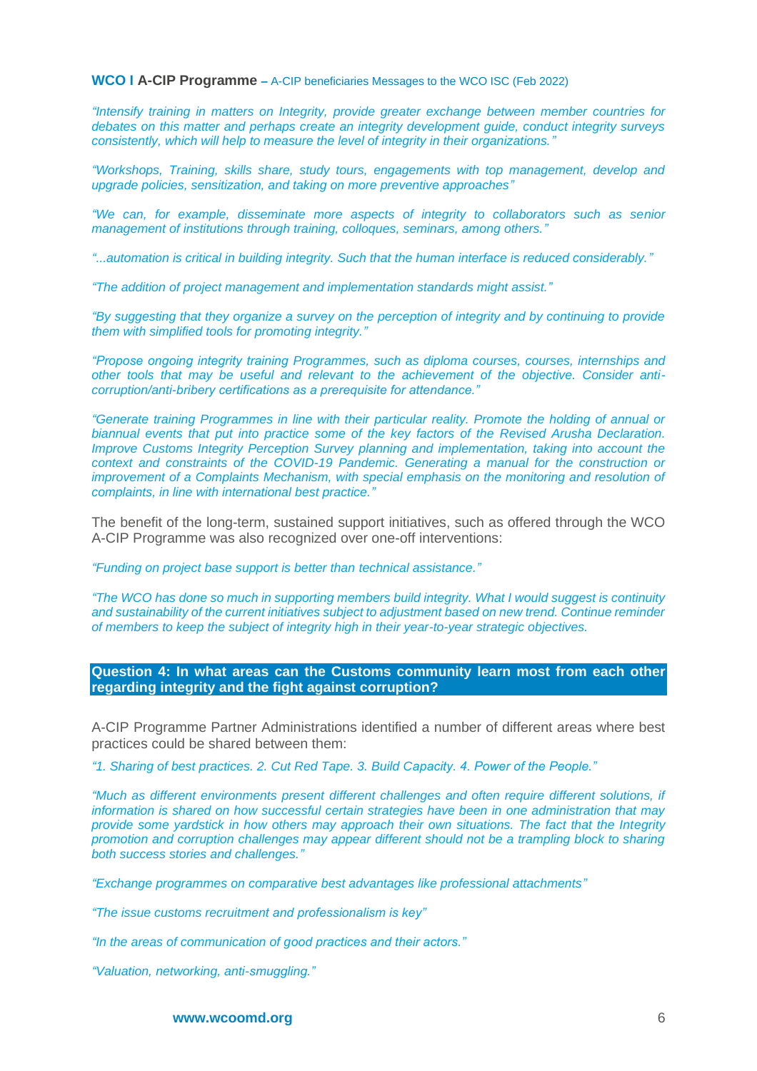**WCO I A-CIP Programme** – A-CIP beneficiaries Messages to the WCO ISC (Feb 2022)

*"Intensify training in matters on Integrity, provide greater exchange between member countries for debates on this matter and perhaps create an integrity development guide, conduct integrity surveys consistently, which will help to measure the level of integrity in their organizations."*

*"Workshops, Training, skills share, study tours, engagements with top management, develop and upgrade policies, sensitization, and taking on more preventive approaches"*

*"We can, for example, disseminate more aspects of integrity to collaborators such as senior management of institutions through training, colloques, seminars, among others."*

*"...automation is critical in building integrity. Such that the human interface is reduced considerably."*

*"The addition of project management and implementation standards might assist."*

*"By suggesting that they organize a survey on the perception of integrity and by continuing to provide them with simplified tools for promoting integrity."*

*"Propose ongoing integrity training Programmes, such as diploma courses, courses, internships and other tools that may be useful and relevant to the achievement of the objective. Consider anti-corruption/anti-bribery certifications as a prerequisite for attendance."*

*"Generate training Programmes in line with their particular reality. Promote the holding of annual or biannual events that put into practice some of the key factors of the Revised Arusha Declaration. Improve Customs Integrity Perception Survey planning and implementation, taking into account the context and constraints of the COVID-19 Pandemic. Generating a manual for the construction or improvement of a Complaints Mechanism, with special emphasis on the monitoring and resolution of complaints, in line with international best practice."*

The benefit of the long-term, sustained support initiatives, such as offered through the WCO A-CIP Programme was also recognized over one-off interventions:

*"Funding on project base support is better than technical assistance."*

*"The WCO has done so much in supporting members build integrity. What I would suggest is continuity and sustainability of the current initiatives subject to adjustment based on new trend. Continue reminder of members to keep the subject of integrity high in their year-to-year strategic objectives.*

## Question 4: In what areas can the Customs community learn most from each other regarding integrity and the fight against corruption?

A-CIP Programme Partner Administrations identified a number of different areas where best practices could be shared between them:

*"1. Sharing of best practices. 2. Cut Red Tape. 3. Build Capacity. 4. Power of the People."*

*"Much as different environments present different challenges and often require different solutions, if information is shared on how successful certain strategies have been in one administration that may provide some yardstick in how others may approach their own situations. The fact that the Integrity promotion and corruption challenges may appear different should not be a trampling block to sharing both success stories and challenges."*

*"Exchange programmes on comparative best advantages like professional attachments"*

*"The issue customs recruitment and professionalism is key"*

*"In the areas of communication of good practices and their actors."*

*"Valuation, networking, anti-smuggling."*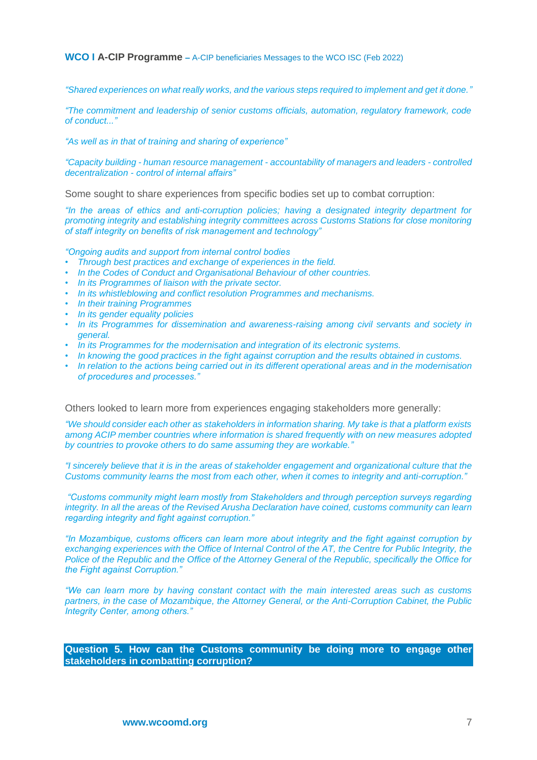*"Shared experiences on what really works, and the various steps required to implement and get it done."*

*"The commitment and leadership of senior customs officials, automation, regulatory framework, code of conduct..."*

*"As well as in that of training and sharing of experience"*

*"Capacity building - human resource management - accountability of managers and leaders - controlled decentralization - control of internal affairs"*

Some sought to share experiences from specific bodies set up to combat corruption:

*"In the areas of ethics and anti-corruption policies; having a designated integrity department for promoting integrity and establishing integrity committees across Customs Stations for close monitoring of staff integrity on benefits of risk management and technology"*

*"Ongoing audits and support from internal control bodies*

- *Through best practices and exchange of experiences in the field.*
- *In the Codes of Conduct and Organisational Behaviour of other countries.*
- *In its Programmes of liaison with the private sector.*
- *In its whistleblowing and conflict resolution Programmes and mechanisms.*
- *In their training Programmes*
- *In its gender equality policies*
- *In its Programmes for dissemination and awareness-raising among civil servants and society in general.*
- *In its Programmes for the modernisation and integration of its electronic systems.*
- *In knowing the good practices in the fight against corruption and the results obtained in customs.*
- *In relation to the actions being carried out in its different operational areas and in the modernisation of procedures and processes."*

Others looked to learn more from experiences engaging stakeholders more generally:

*"We should consider each other as stakeholders in information sharing. My take is that a platform exists among ACIP member countries where information is shared frequently with on new measures adopted by countries to provoke others to do same assuming they are workable."*

*"I sincerely believe that it is in the areas of stakeholder engagement and organizational culture that the Customs community learns the most from each other, when it comes to integrity and anti-corruption."*

*"Customs community might learn mostly from Stakeholders and through perception surveys regarding integrity. In all the areas of the Revised Arusha Declaration have coined, customs community can learn regarding integrity and fight against corruption."*

*"In Mozambique, customs officers can learn more about integrity and the fight against corruption by exchanging experiences with the Office of Internal Control of the AT, the Centre for Public Integrity, the Police of the Republic and the Office of the Attorney General of the Republic, specifically the Office for the Fight against Corruption."*

*"We can learn more by having constant contact with the main interested areas such as customs partners, in the case of Mozambique, the Attorney General, or the Anti-Corruption Cabinet, the Public Integrity Center, among others."*

## Question 5. How can the Customs community be doing more to engage other stakeholders in combatting corruption?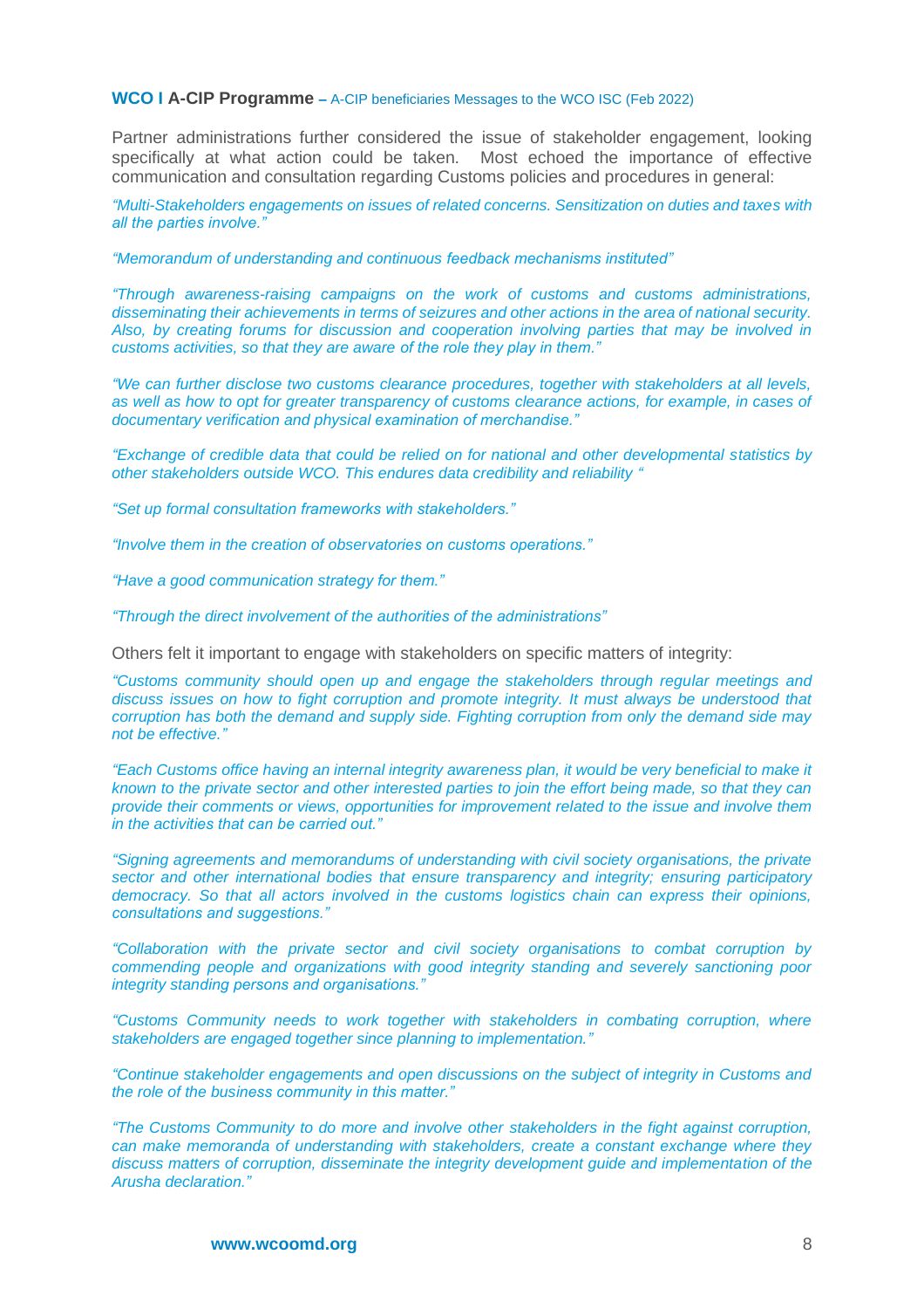Partner administrations further considered the issue of stakeholder engagement, looking specifically at what action could be taken. Most echoed the importance of effective communication and consultation regarding Customs policies and procedures in general:

*"Multi-Stakeholders engagements on issues of related concerns. Sensitization on duties and taxes with all the parties involve."*

*"Memorandum of understanding and continuous feedback mechanisms instituted"*

*"Through awareness-raising campaigns on the work of customs and customs administrations, disseminating their achievements in terms of seizures and other actions in the area of national security. Also, by creating forums for discussion and cooperation involving parties that may be involved in customs activities, so that they are aware of the role they play in them."*

*"We can further disclose two customs clearance procedures, together with stakeholders at all levels, as well as how to opt for greater transparency of customs clearance actions, for example, in cases of documentary verification and physical examination of merchandise."*

*"Exchange of credible data that could be relied on for national and other developmental statistics by other stakeholders outside WCO. This endures data credibility and reliability "*

*"Set up formal consultation frameworks with stakeholders."*

*"Involve them in the creation of observatories on customs operations."*

*"Have a good communication strategy for them."*

*"Through the direct involvement of the authorities of the administrations"*

Others felt it important to engage with stakeholders on specific matters of integrity:

*"Customs community should open up and engage the stakeholders through regular meetings and discuss issues on how to fight corruption and promote integrity. It must always be understood that corruption has both the demand and supply side. Fighting corruption from only the demand side may not be effective."*

*"Each Customs office having an internal integrity awareness plan, it would be very beneficial to make it known to the private sector and other interested parties to join the effort being made, so that they can provide their comments or views, opportunities for improvement related to the issue and involve them in the activities that can be carried out."*

*"Signing agreements and memorandums of understanding with civil society organisations, the private sector and other international bodies that ensure transparency and integrity; ensuring participatory democracy. So that all actors involved in the customs logistics chain can express their opinions, consultations and suggestions."*

*"Collaboration with the private sector and civil society organisations to combat corruption by commending people and organizations with good integrity standing and severely sanctioning poor integrity standing persons and organisations."*

*"Customs Community needs to work together with stakeholders in combating corruption, where stakeholders are engaged together since planning to implementation."*

*"Continue stakeholder engagements and open discussions on the subject of integrity in Customs and the role of the business community in this matter."*

*"The Customs Community to do more and involve other stakeholders in the fight against corruption, can make memoranda of understanding with stakeholders, create a constant exchange where they discuss matters of corruption, disseminate the integrity development guide and implementation of the Arusha declaration."*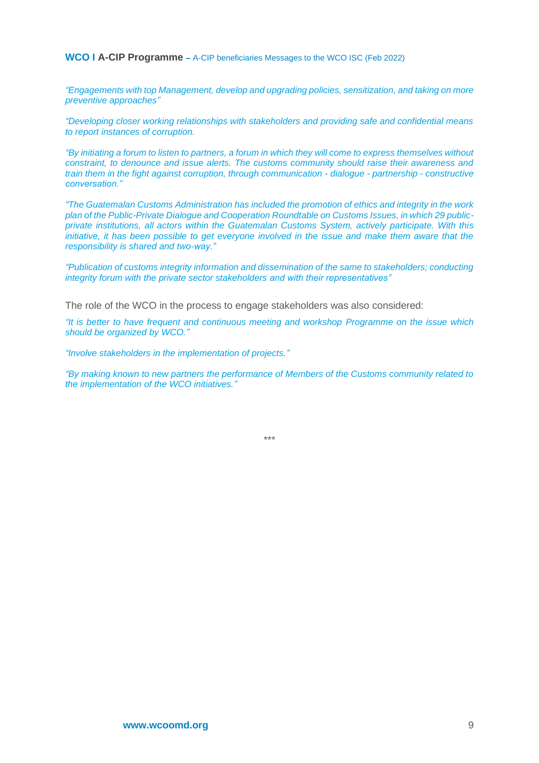*“Engagements with top Management, develop and upgrading policies, sensitization, and taking on more preventive approaches”*

*“Developing closer working relationships with stakeholders and providing safe and confidential means to report instances of corruption.*

*“By initiating a forum to listen to partners, a forum in which they will come to express themselves without constraint, to denounce and issue alerts. The customs community should raise their awareness and train them in the fight against corruption, through communication - dialogue - partnership - constructive conversation.”*

*“The Guatemalan Customs Administration has included the promotion of ethics and integrity in the work plan of the Public-Private Dialogue and Cooperation Roundtable on Customs Issues, in which 29 public-private institutions, all actors within the Guatemalan Customs System, actively participate. With this initiative, it has been possible to get everyone involved in the issue and make them aware that the responsibility is shared and two-way.”*

*“Publication of customs integrity information and dissemination of the same to stakeholders; conducting integrity forum with the private sector stakeholders and with their representatives”*

The role of the WCO in the process to engage stakeholders was also considered:

*“It is better to have frequent and continuous meeting and workshop Programme on the issue which should be organized by WCO.”*

*“Involve stakeholders in the implementation of projects.”*

*“By making known to new partners the performance of Members of the Customs community related to the implementation of the WCO initiatives.”*

***